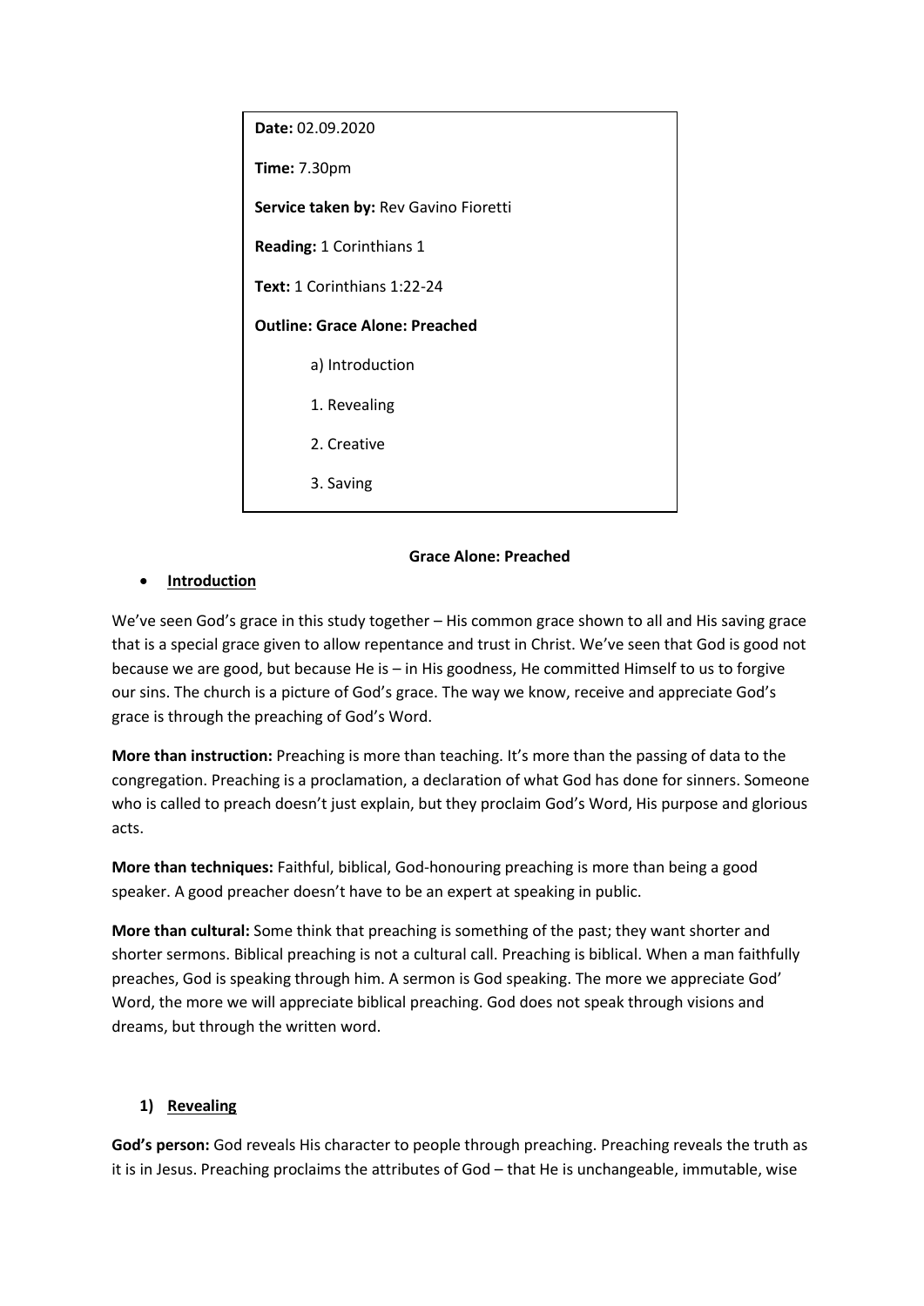**Date:** 02.09.2020

**Time:** 7.30pm

**Service taken by:** Rev Gavino Fioretti

**Reading:** 1 Corinthians 1

**Text:** 1 Corinthians 1:22-24

**Outline: Grace Alone: Preached**

a) Introduction

1. Revealing

2. Creative

3. Saving

## Grace Alone: Preached

- **Introduction**

We've seen God's grace in this study together – His common grace shown to all and His saving grace that is a special grace given to allow repentance and trust in Christ. We've seen that God is good not because we are good, but because He is – in His goodness, He committed Himself to us to forgive our sins. The church is a picture of God's grace. The way we know, receive and appreciate God's grace is through the preaching of God's Word.

**More than instruction:** Preaching is more than teaching. It's more than the passing of data to the congregation. Preaching is a proclamation, a declaration of what God has done for sinners. Someone who is called to preach doesn't just explain, but they proclaim God's Word, His purpose and glorious acts.

**More than techniques:** Faithful, biblical, God-honouring preaching is more than being a good speaker. A good preacher doesn't have to be an expert at speaking in public.

**More than cultural:** Some think that preaching is something of the past; they want shorter and shorter sermons. Biblical preaching is not a cultural call. Preaching is biblical. When a man faithfully preaches, God is speaking through him. A sermon is God speaking. The more we appreciate God' Word, the more we will appreciate biblical preaching. God does not speak through visions and dreams, but through the written word.

1) **Revealing**

**God's person:** God reveals His character to people through preaching. Preaching reveals the truth as it is in Jesus. Preaching proclaims the attributes of God – that He is unchangeable, immutable, wise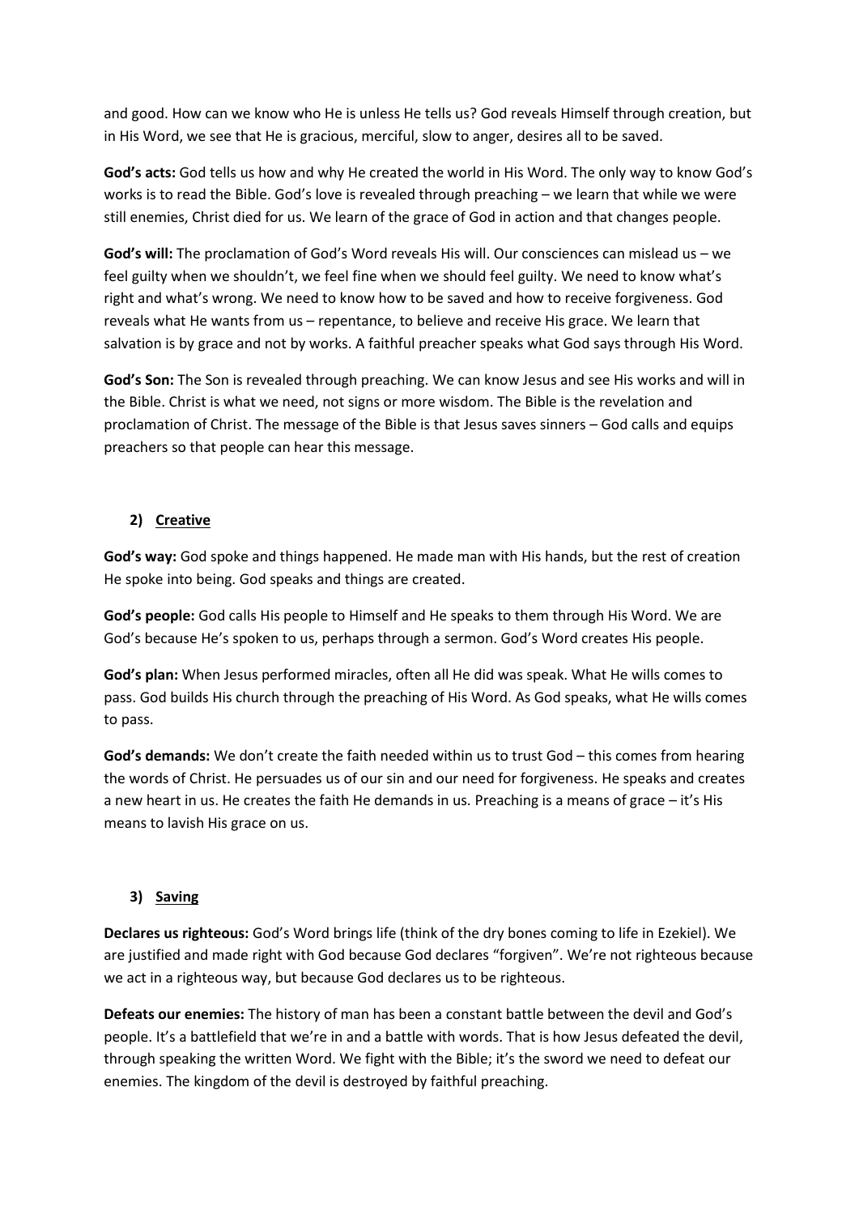and good. How can we know who He is unless He tells us? God reveals Himself through creation, but in His Word, we see that He is gracious, merciful, slow to anger, desires all to be saved.

**God's acts:** God tells us how and why He created the world in His Word. The only way to know God's works is to read the Bible. God's love is revealed through preaching – we learn that while we were still enemies, Christ died for us. We learn of the grace of God in action and that changes people.

**God's will:** The proclamation of God's Word reveals His will. Our consciences can mislead us – we feel guilty when we shouldn't, we feel fine when we should feel guilty. We need to know what's right and what's wrong. We need to know how to be saved and how to receive forgiveness. God reveals what He wants from us – repentance, to believe and receive His grace. We learn that salvation is by grace and not by works. A faithful preacher speaks what God says through His Word.

**God's Son:** The Son is revealed through preaching. We can know Jesus and see His works and will in the Bible. Christ is what we need, not signs or more wisdom. The Bible is the revelation and proclamation of Christ. The message of the Bible is that Jesus saves sinners – God calls and equips preachers so that people can hear this message.

## 2) Creative

**God's way:** God spoke and things happened. He made man with His hands, but the rest of creation He spoke into being. God speaks and things are created.

**God's people:** God calls His people to Himself and He speaks to them through His Word. We are God's because He's spoken to us, perhaps through a sermon. God's Word creates His people.

**God's plan:** When Jesus performed miracles, often all He did was speak. What He wills comes to pass. God builds His church through the preaching of His Word. As God speaks, what He wills comes to pass.

**God's demands:** We don't create the faith needed within us to trust God – this comes from hearing the words of Christ. He persuades us of our sin and our need for forgiveness. He speaks and creates a new heart in us. He creates the faith He demands in us. Preaching is a means of grace – it's His means to lavish His grace on us.

## 3) Saving

**Declares us righteous:** God's Word brings life (think of the dry bones coming to life in Ezekiel). We are justified and made right with God because God declares "forgiven". We're not righteous because we act in a righteous way, but because God declares us to be righteous.

**Defeats our enemies:** The history of man has been a constant battle between the devil and God's people. It's a battlefield that we're in and a battle with words. That is how Jesus defeated the devil, through speaking the written Word. We fight with the Bible; it's the sword we need to defeat our enemies. The kingdom of the devil is destroyed by faithful preaching.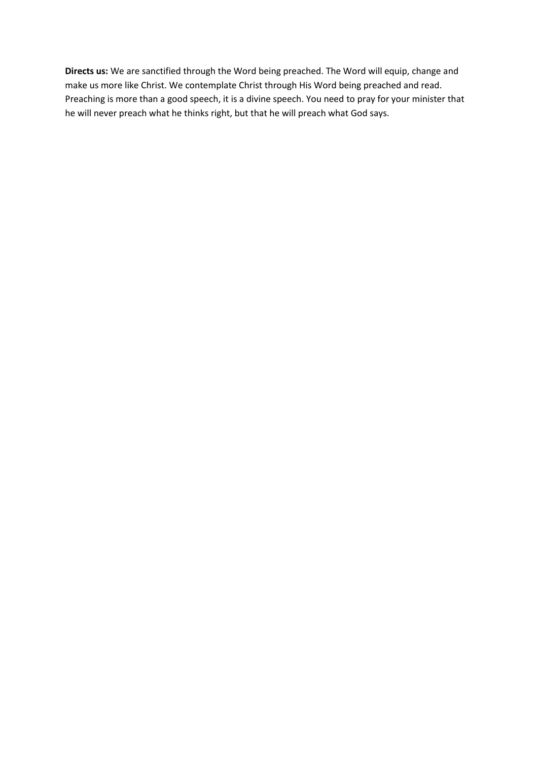**Directs us:** We are sanctified through the Word being preached. The Word will equip, change and make us more like Christ. We contemplate Christ through His Word being preached and read. Preaching is more than a good speech, it is a divine speech. You need to pray for your minister that he will never preach what he thinks right, but that he will preach what God says.